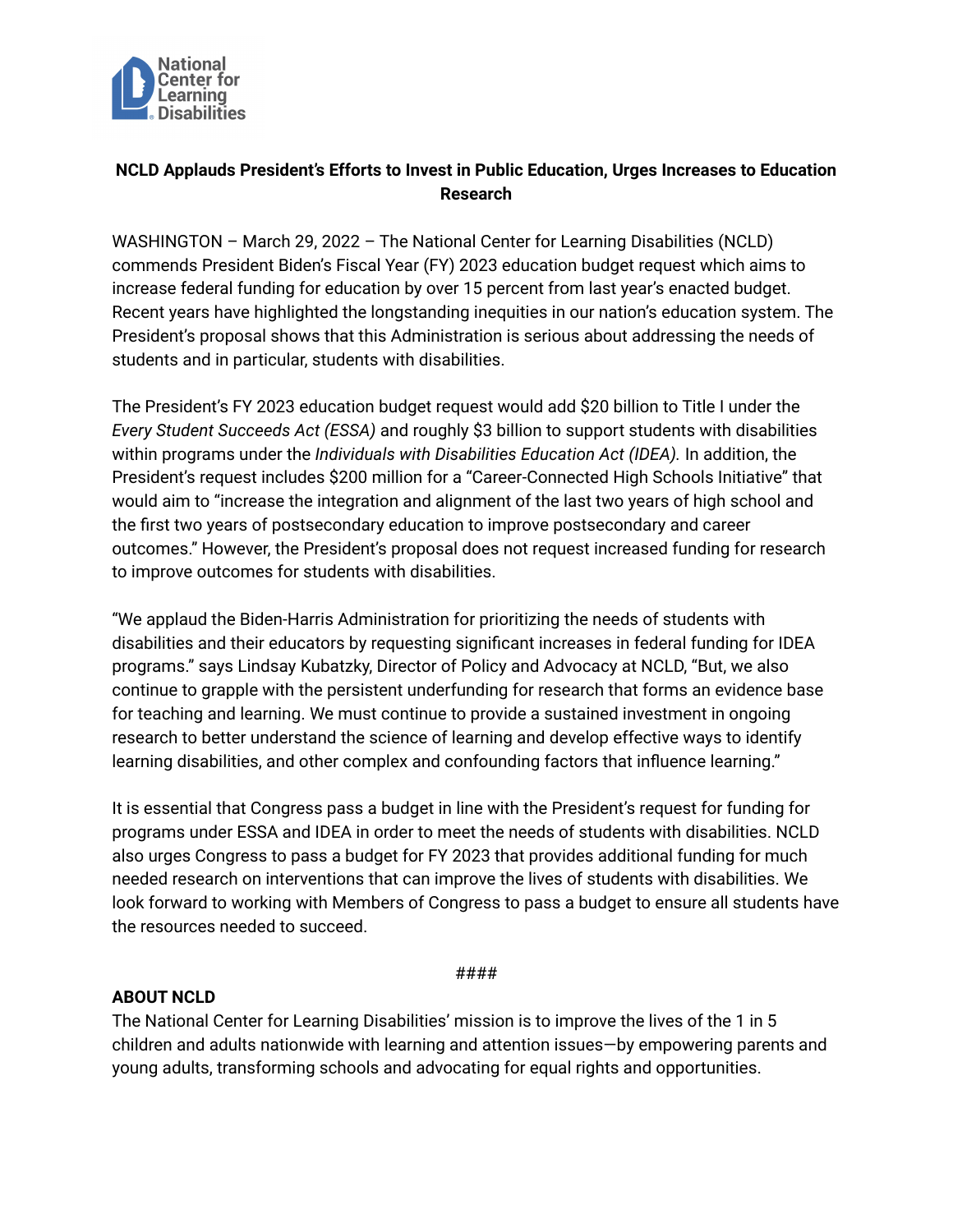National Center for Learning Disabilities

**NCLD Applauds President's Efforts to Invest in Public Education, Urges Increases to Education Research**

WASHINGTON – March 29, 2022 – The National Center for Learning Disabilities (NCLD) commends President Biden's Fiscal Year (FY) 2023 education budget request which aims to increase federal funding for education by over 15 percent from last year's enacted budget. Recent years have highlighted the longstanding inequities in our nation's education system. The President's proposal shows that this Administration is serious about addressing the needs of students and in particular, students with disabilities.

The President's FY 2023 education budget request would add $20 billion to Title I under the *Every Student Succeeds Act (ESSA)* and roughly $3 billion to support students with disabilities within programs under the *Individuals with Disabilities Education Act (IDEA).* In addition, the President's request includes $200 million for a "Career-Connected High Schools Initiative" that would aim to "increase the integration and alignment of the last two years of high school and the first two years of postsecondary education to improve postsecondary and career outcomes." However, the President's proposal does not request increased funding for research to improve outcomes for students with disabilities.

"We applaud the Biden-Harris Administration for prioritizing the needs of students with disabilities and their educators by requesting significant increases in federal funding for IDEA programs." says Lindsay Kubatzky, Director of Policy and Advocacy at NCLD, "But, we also continue to grapple with the persistent underfunding for research that forms an evidence base for teaching and learning. We must continue to provide a sustained investment in ongoing research to better understand the science of learning and develop effective ways to identify learning disabilities, and other complex and confounding factors that influence learning."

It is essential that Congress pass a budget in line with the President's request for funding for programs under ESSA and IDEA in order to meet the needs of students with disabilities. NCLD also urges Congress to pass a budget for FY 2023 that provides additional funding for much needed research on interventions that can improve the lives of students with disabilities. We look forward to working with Members of Congress to pass a budget to ensure all students have the resources needed to succeed.

####

**ABOUT NCLD**

The National Center for Learning Disabilities' mission is to improve the lives of the 1 in 5 children and adults nationwide with learning and attention issues—by empowering parents and young adults, transforming schools and advocating for equal rights and opportunities.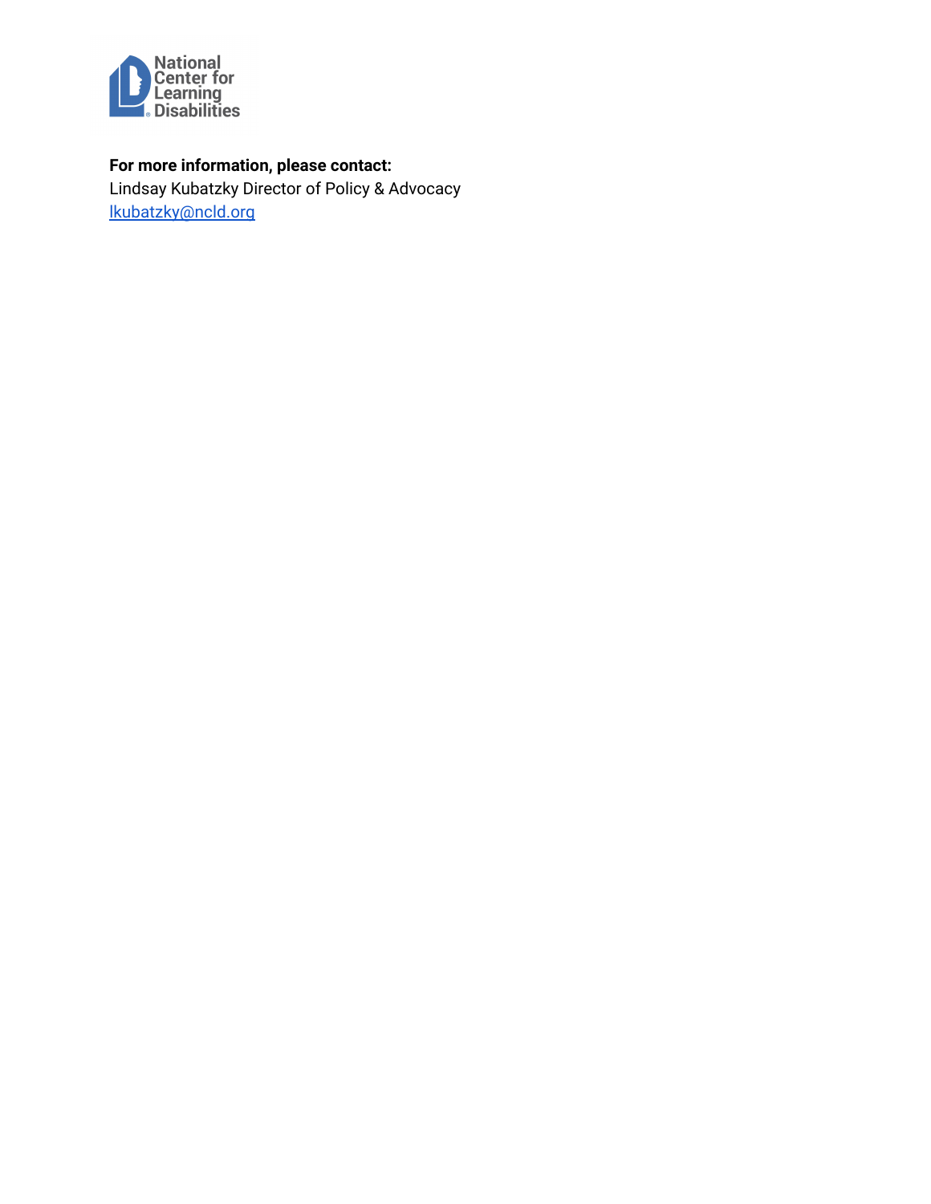**For more information, please contact:**
Lindsay Kubatzky Director of Policy & Advocacy
[lkubatzky@ncld.org](mailto:lkubatzky@ncld.org)